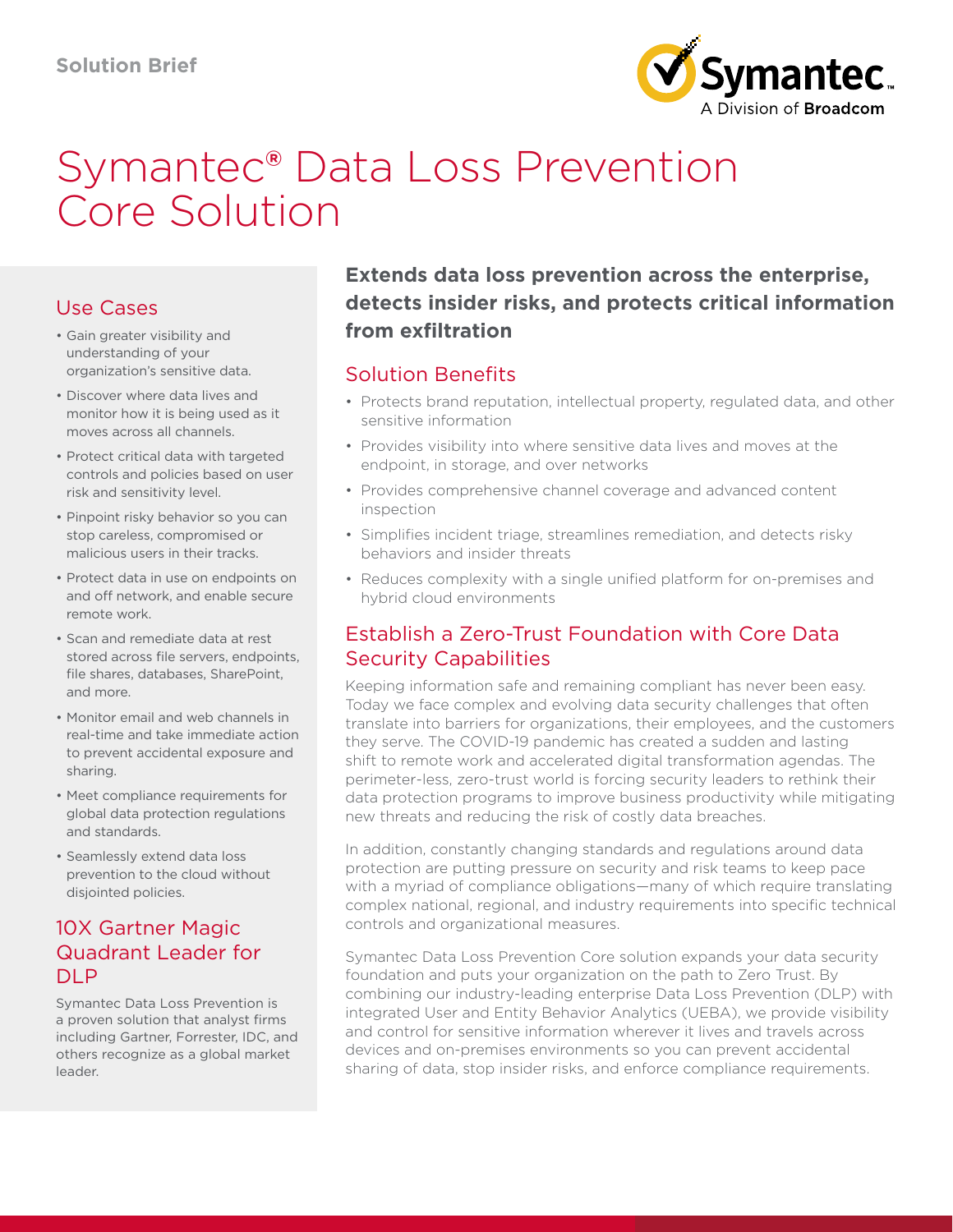Solution Brief

# Symantec® Data Loss Prevention Core Solution

## Use Cases

- Gain greater visibility and understanding of your organization's sensitive data.
- Discover where data lives and monitor how it is being used as it moves across all channels.
- Protect critical data with targeted controls and policies based on user risk and sensitivity level.
- Pinpoint risky behavior so you can stop careless, compromised or malicious users in their tracks.
- Protect data in use on endpoints on and off network, and enable secure remote work.
- Scan and remediate data at rest stored across file servers, endpoints, file shares, databases, SharePoint, and more.
- Monitor email and web channels in real-time and take immediate action to prevent accidental exposure and sharing.
- Meet compliance requirements for global data protection regulations and standards.
- Seamlessly extend data loss prevention to the cloud without disjointed policies.

## 10X Gartner Magic Quadrant Leader for DLP

Symantec Data Loss Prevention is a proven solution that analyst firms including Gartner, Forrester, IDC, and others recognize as a global market leader.

**Extends data loss prevention across the enterprise, detects insider risks, and protects critical information from exfiltration**

## Solution Benefits

- Protects brand reputation, intellectual property, regulated data, and other sensitive information
- Provides visibility into where sensitive data lives and moves at the endpoint, in storage, and over networks
- Provides comprehensive channel coverage and advanced content inspection
- Simplifies incident triage, streamlines remediation, and detects risky behaviors and insider threats
- Reduces complexity with a single unified platform for on-premises and hybrid cloud environments

## Establish a Zero-Trust Foundation with Core Data Security Capabilities

Keeping information safe and remaining compliant has never been easy. Today we face complex and evolving data security challenges that often translate into barriers for organizations, their employees, and the customers they serve. The COVID-19 pandemic has created a sudden and lasting shift to remote work and accelerated digital transformation agendas. The perimeter-less, zero-trust world is forcing security leaders to rethink their data protection programs to improve business productivity while mitigating new threats and reducing the risk of costly data breaches.

In addition, constantly changing standards and regulations around data protection are putting pressure on security and risk teams to keep pace with a myriad of compliance obligations—many of which require translating complex national, regional, and industry requirements into specific technical controls and organizational measures.

Symantec Data Loss Prevention Core solution expands your data security foundation and puts your organization on the path to Zero Trust. By combining our industry-leading enterprise Data Loss Prevention (DLP) with integrated User and Entity Behavior Analytics (UEBA), we provide visibility and control for sensitive information wherever it lives and travels across devices and on-premises environments so you can prevent accidental sharing of data, stop insider risks, and enforce compliance requirements.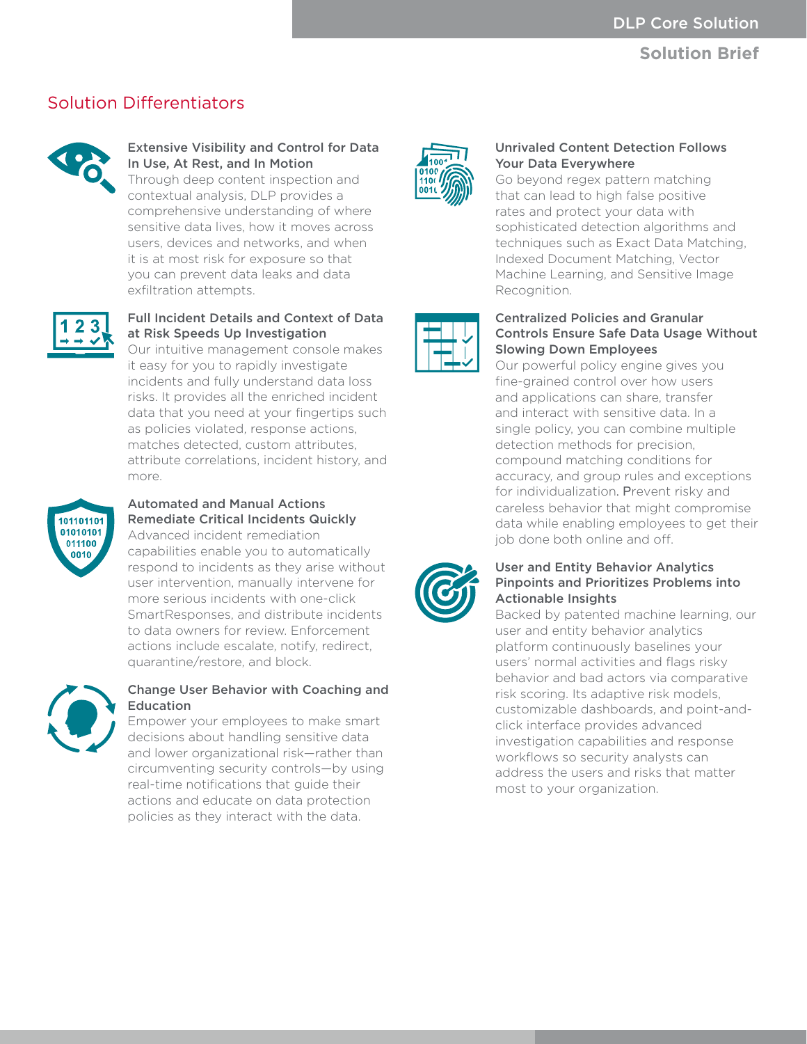## Solution Differentiators

### Extensive Visibility and Control for Data In Use, At Rest, and In Motion

Through deep content inspection and contextual analysis, DLP provides a comprehensive understanding of where sensitive data lives, how it moves across users, devices and networks, and when it is at most risk for exposure so that you can prevent data leaks and data exfiltration attempts.

### Full Incident Details and Context of Data at Risk Speeds Up Investigation

Our intuitive management console makes it easy for you to rapidly investigate incidents and fully understand data loss risks. It provides all the enriched incident data that you need at your fingertips such as policies violated, response actions, matches detected, custom attributes, attribute correlations, incident history, and more.

### Automated and Manual Actions Remediate Critical Incidents Quickly

Advanced incident remediation capabilities enable you to automatically respond to incidents as they arise without user intervention, manually intervene for more serious incidents with one-click SmartResponses, and distribute incidents to data owners for review. Enforcement actions include escalate, notify, redirect, quarantine/restore, and block.

### Change User Behavior with Coaching and Education

Empower your employees to make smart decisions about handling sensitive data and lower organizational risk—rather than circumventing security controls—by using real-time notifications that guide their actions and educate on data protection policies as they interact with the data.

### Unrivaled Content Detection Follows Your Data Everywhere

Go beyond regex pattern matching that can lead to high false positive rates and protect your data with sophisticated detection algorithms and techniques such as Exact Data Matching, Indexed Document Matching, Vector Machine Learning, and Sensitive Image Recognition.

### Centralized Policies and Granular Controls Ensure Safe Data Usage Without Slowing Down Employees

Our powerful policy engine gives you fine-grained control over how users and applications can share, transfer and interact with sensitive data. In a single policy, you can combine multiple detection methods for precision, compound matching conditions for accuracy, and group rules and exceptions for individualization. Prevent risky and careless behavior that might compromise data while enabling employees to get their job done both online and off.

### User and Entity Behavior Analytics Pinpoints and Prioritizes Problems into Actionable Insights

Backed by patented machine learning, our user and entity behavior analytics platform continuously baselines your users' normal activities and flags risky behavior and bad actors via comparative risk scoring. Its adaptive risk models, customizable dashboards, and point-and-click interface provides advanced investigation capabilities and response workflows so security analysts can address the users and risks that matter most to your organization.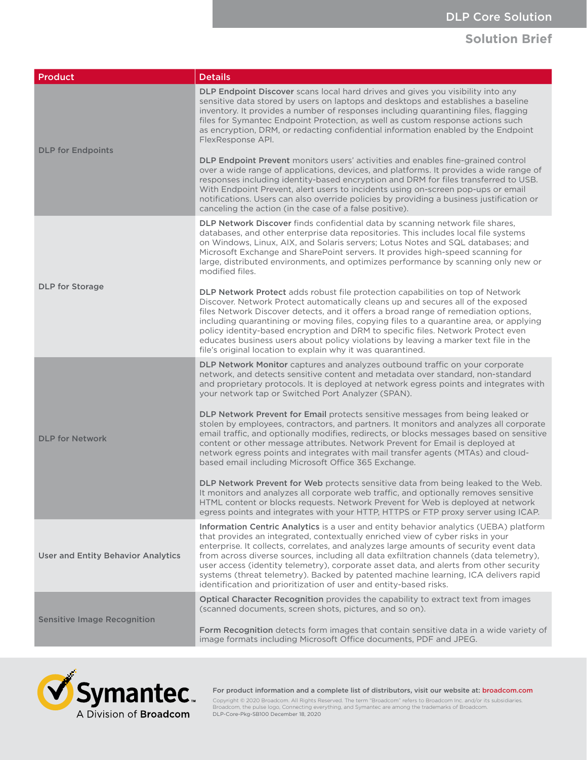| Product | Details |
| --- | --- |
| DLP for Endpoints | **DLP Endpoint Discover** scans local hard drives and gives you visibility into any sensitive data stored by users on laptops and desktops and establishes a baseline inventory. It provides a number of responses including quarantining files, flagging files for Symantec Endpoint Protection, as well as custom response actions such as encryption, DRM, or redacting confidential information enabled by the Endpoint FlexResponse API.<br><br>**DLP Endpoint Prevent** monitors users' activities and enables fine-grained control over a wide range of applications, devices, and platforms. It provides a wide range of responses including identity-based encryption and DRM for files transferred to USB. With Endpoint Prevent, alert users to incidents using on-screen pop-ups or email notifications. Users can also override policies by providing a business justification or canceling the action (in the case of a false positive). |
| DLP for Storage | **DLP Network Discover** finds confidential data by scanning network file shares, databases, and other enterprise data repositories. This includes local file systems on Windows, Linux, AIX, and Solaris servers; Lotus Notes and SQL databases; and Microsoft Exchange and SharePoint servers. It provides high-speed scanning for large, distributed environments, and optimizes performance by scanning only new or modified files.<br><br>**DLP Network Protect** adds robust file protection capabilities on top of Network Discover. Network Protect automatically cleans up and secures all of the exposed files Network Discover detects, and it offers a broad range of remediation options, including quarantining or moving files, copying files to a quarantine area, or applying policy identity-based encryption and DRM to specific files. Network Protect even educates business users about policy violations by leaving a marker text file in the file's original location to explain why it was quarantined. |
| DLP for Network | **DLP Network Monitor** captures and analyzes outbound traffic on your corporate network, and detects sensitive content and metadata over standard, non-standard and proprietary protocols. It is deployed at network egress points and integrates with your network tap or Switched Port Analyzer (SPAN).<br><br>**DLP Network Prevent for Email** protects sensitive messages from being leaked or stolen by employees, contractors, and partners. It monitors and analyzes all corporate email traffic, and optionally modifies, redirects, or blocks messages based on sensitive content or other message attributes. Network Prevent for Email is deployed at network egress points and integrates with mail transfer agents (MTAs) and cloud-based email including Microsoft Office 365 Exchange.<br><br>**DLP Network Prevent for Web** protects sensitive data from being leaked to the Web. It monitors and analyzes all corporate web traffic, and optionally removes sensitive HTML content or blocks requests. Network Prevent for Web is deployed at network egress points and integrates with your HTTP, HTTPS or FTP proxy server using ICAP. |
| User and Entity Behavior Analytics | **Information Centric Analytics** is a user and entity behavior analytics (UEBA) platform that provides an integrated, contextually enriched view of cyber risks in your enterprise. It collects, correlates, and analyzes large amounts of security event data from across diverse sources, including all data exfiltration channels (data telemetry), user access (identity telemetry), corporate asset data, and alerts from other security systems (threat telemetry). Backed by patented machine learning, ICA delivers rapid identification and prioritization of user and entity-based risks. |
| Sensitive Image Recognition | **Optical Character Recognition** provides the capability to extract text from images (scanned documents, screen shots, pictures, and so on).<br><br>**Form Recognition** detects form images that contain sensitive data in a wide variety of image formats including Microsoft Office documents, PDF and JPEG. |

Symantec
A Division of Broadcom

For product information and a complete list of distributors, visit our website at: broadcom.com

Copyright © 2020 Broadcom. All Rights Reserved. The term "Broadcom" refers to Broadcom Inc. and/or its subsidiaries. Broadcom, the pulse logo, Connecting everything, and Symantec are among the trademarks of Broadcom.
DLP-Core-Pkg-SB100 December 18, 2020